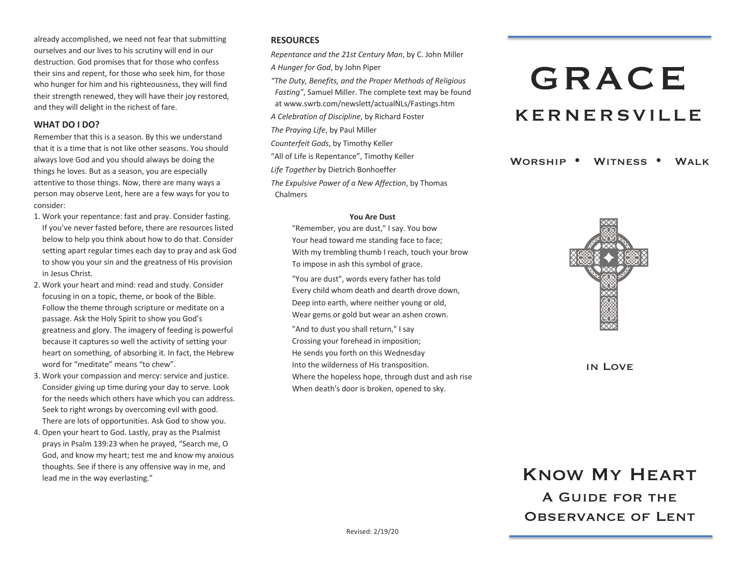already accomplished, we need not fear that submitting ourselves and our lives to his scrutiny will end in our destruction. God promises that for those who confess their sins and repent, for those who seek him, for those who hunger for him and his righteousness, they will find their strength renewed, they will have their joy restored, and they will delight in the richest of fare.

## WHAT DO I DO?

Remember that this is a season. By this we understand that it is a time that is not like other seasons. You should always love God and you should always be doing the things he loves. But as a season, you are especially attentive to those things. Now, there are many ways a person may observe Lent, here are a few ways for you to consider:

1. Work your repentance: fast and pray. Consider fasting. If you've never fasted before, there are resources listed below to help you think about how to do that. Consider setting apart regular times each day to pray and ask God to show you your sin and the greatness of His provision in Jesus Christ.
2. Work your heart and mind: read and study. Consider focusing in on a topic, theme, or book of the Bible. Follow the theme through scripture or meditate on a passage. Ask the Holy Spirit to show you God's greatness and glory. The imagery of feeding is powerful because it captures so well the activity of setting your heart on something, of absorbing it. In fact, the Hebrew word for "meditate" means "to chew".
3. Work your compassion and mercy: service and justice. Consider giving up time during your day to serve. Look for the needs which others have which you can address. Seek to right wrongs by overcoming evil with good. There are lots of opportunities. Ask God to show you.
4. Open your heart to God. Lastly, pray as the Psalmist prays in Psalm 139:23 when he prayed, "Search me, O God, and know my heart; test me and know my anxious thoughts. See if there is any offensive way in me, and lead me in the way everlasting."

## RESOURCES

*Repentance and the 21st Century Man*, by C. John Miller

*A Hunger for God*, by John Piper

*"The Duty, Benefits, and the Proper Methods of Religious Fasting"*, Samuel Miller. The complete text may be found at www.swrb.com/newslett/actualNLs/Fastings.htm

*A Celebration of Discipline*, by Richard Foster

*The Praying Life*, by Paul Miller

*Counterfeit Gods*, by Timothy Keller

"All of Life is Repentance", Timothy Keller

*Life Together* by Dietrich Bonhoeffer

*The Expulsive Power of a New Affection*, by Thomas Chalmers

**You Are Dust**

"Remember, you are dust," I say. You bow
Your head toward me standing face to face;
With my trembling thumb I reach, touch your brow
To impose in ash this symbol of grace.

"You are dust", words every father has told
Every child whom death and dearth drove down,
Deep into earth, where neither young or old,
Wear gems or gold but wear an ashen crown.

"And to dust you shall return," I say
Crossing your forehead in imposition;
He sends you forth on this Wednesday
Into the wilderness of His transposition.
Where the hopeless hope, through dust and ash rise
When death's door is broken, opened to sky.

Revised: 2/19/20

# GRACE

## KERNERSVILLE

Worship • Witness • Walk

in Love

# Know My Heart

## A Guide for the Observance of Lent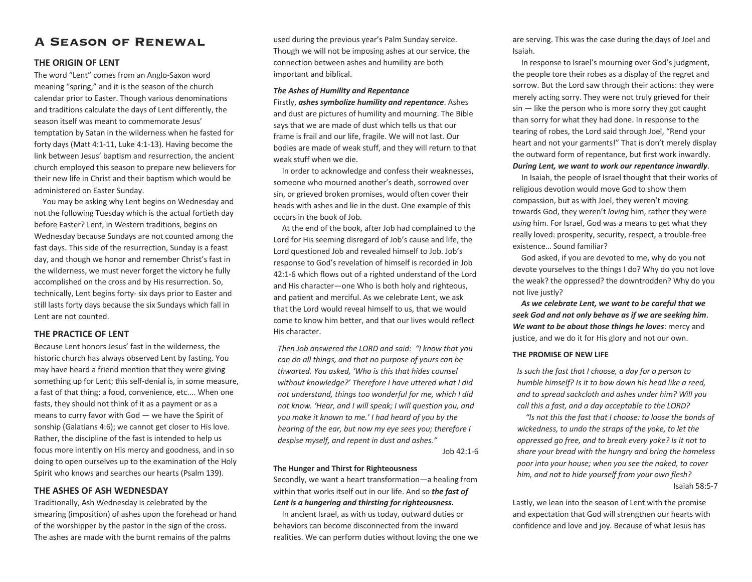# A Season of Renewal

## THE ORIGIN OF LENT

The word "Lent" comes from an Anglo-Saxon word meaning "spring," and it is the season of the church calendar prior to Easter. Though various denominations and traditions calculate the days of Lent differently, the season itself was meant to commemorate Jesus' temptation by Satan in the wilderness when he fasted for forty days (Matt 4:1-11, Luke 4:1-13). Having become the link between Jesus' baptism and resurrection, the ancient church employed this season to prepare new believers for their new life in Christ and their baptism which would be administered on Easter Sunday.

You may be asking why Lent begins on Wednesday and not the following Tuesday which is the actual fortieth day before Easter? Lent, in Western traditions, begins on Wednesday because Sundays are not counted among the fast days. This side of the resurrection, Sunday is a feast day, and though we honor and remember Christ's fast in the wilderness, we must never forget the victory he fully accomplished on the cross and by His resurrection. So, technically, Lent begins forty- six days prior to Easter and still lasts forty days because the six Sundays which fall in Lent are not counted.

## THE PRACTICE OF LENT

Because Lent honors Jesus' fast in the wilderness, the historic church has always observed Lent by fasting. You may have heard a friend mention that they were giving something up for Lent; this self-denial is, in some measure, a fast of that thing: a food, convenience, etc.... When one fasts, they should not think of it as a payment or as a means to curry favor with God — we have the Spirit of sonship (Galatians 4:6); we cannot get closer to His love. Rather, the discipline of the fast is intended to help us focus more intently on His mercy and goodness, and in so doing to open ourselves up to the examination of the Holy Spirit who knows and searches our hearts (Psalm 139).

## THE ASHES OF ASH WEDNESDAY

Traditionally, Ash Wednesday is celebrated by the smearing (imposition) of ashes upon the forehead or hand of the worshipper by the pastor in the sign of the cross. The ashes are made with the burnt remains of the palms used during the previous year's Palm Sunday service. Though we will not be imposing ashes at our service, the connection between ashes and humility are both important and biblical.

### *The Ashes of Humility and Repentance*

Firstly, ***ashes symbolize humility and repentance***. Ashes and dust are pictures of humility and mourning. The Bible says that we are made of dust which tells us that our frame is frail and our life, fragile. We will not last. Our bodies are made of weak stuff, and they will return to that weak stuff when we die.

In order to acknowledge and confess their weaknesses, someone who mourned another's death, sorrowed over sin, or grieved broken promises, would often cover their heads with ashes and lie in the dust. One example of this occurs in the book of Job.

At the end of the book, after Job had complained to the Lord for His seeming disregard of Job's cause and life, the Lord questioned Job and revealed himself to Job. Job's response to God's revelation of himself is recorded in Job 42:1-6 which flows out of a righted understand of the Lord and His character—one Who is both holy and righteous, and patient and merciful. As we celebrate Lent, we ask that the Lord would reveal himself to us, that we would come to know him better, and that our lives would reflect His character.

> *Then Job answered the LORD and said: "I know that you can do all things, and that no purpose of yours can be thwarted. You asked, 'Who is this that hides counsel without knowledge?' Therefore I have uttered what I did not understand, things too wonderful for me, which I did not know. 'Hear, and I will speak; I will question you, and you make it known to me.' I had heard of you by the hearing of the ear, but now my eye sees you; therefore I despise myself, and repent in dust and ashes."*
>
> Job 42:1-6

### The Hunger and Thirst for Righteousness

Secondly, we want a heart transformation—a healing from within that works itself out in our life. And so ***the fast of Lent is a hungering and thirsting for righteousness.***

In ancient Israel, as with us today, outward duties or behaviors can become disconnected from the inward realities. We can perform duties without loving the one we are serving. This was the case during the days of Joel and Isaiah.

In response to Israel's mourning over God's judgment, the people tore their robes as a display of the regret and sorrow. But the Lord saw through their actions: they were merely acting sorry. They were not truly grieved for their sin — like the person who is more sorry they got caught than sorry for what they had done. In response to the tearing of robes, the Lord said through Joel, "Rend your heart and not your garments!" That is don't merely display the outward form of repentance, but first work inwardly. ***During Lent, we want to work our repentance inwardly***.

In Isaiah, the people of Israel thought that their works of religious devotion would move God to show them compassion, but as with Joel, they weren't moving towards God, they weren't *loving* him, rather they were *using* him. For Israel, God was a means to get what they really loved: prosperity, security, respect, a trouble-free existence… Sound familiar?

God asked, if you are devoted to me, why do you not devote yourselves to the things I do? Why do you not love the weak? the oppressed? the downtrodden? Why do you not live justly?

***As we celebrate Lent, we want to be careful that we seek God and not only behave as if we are seeking him***. ***We want to be about those things he loves***: mercy and justice, and we do it for His glory and not our own.

### THE PROMISE OF NEW LIFE

> *Is such the fast that I choose, a day for a person to humble himself? Is it to bow down his head like a reed, and to spread sackcloth and ashes under him? Will you call this a fast, and a day acceptable to the LORD?*
>
> *"Is not this the fast that I choose: to loose the bonds of wickedness, to undo the straps of the yoke, to let the oppressed go free, and to break every yoke? Is it not to share your bread with the hungry and bring the homeless poor into your house; when you see the naked, to cover him, and not to hide yourself from your own flesh?*
>
> Isaiah 58:5-7

Lastly, we lean into the season of Lent with the promise and expectation that God will strengthen our hearts with confidence and love and joy. Because of what Jesus has